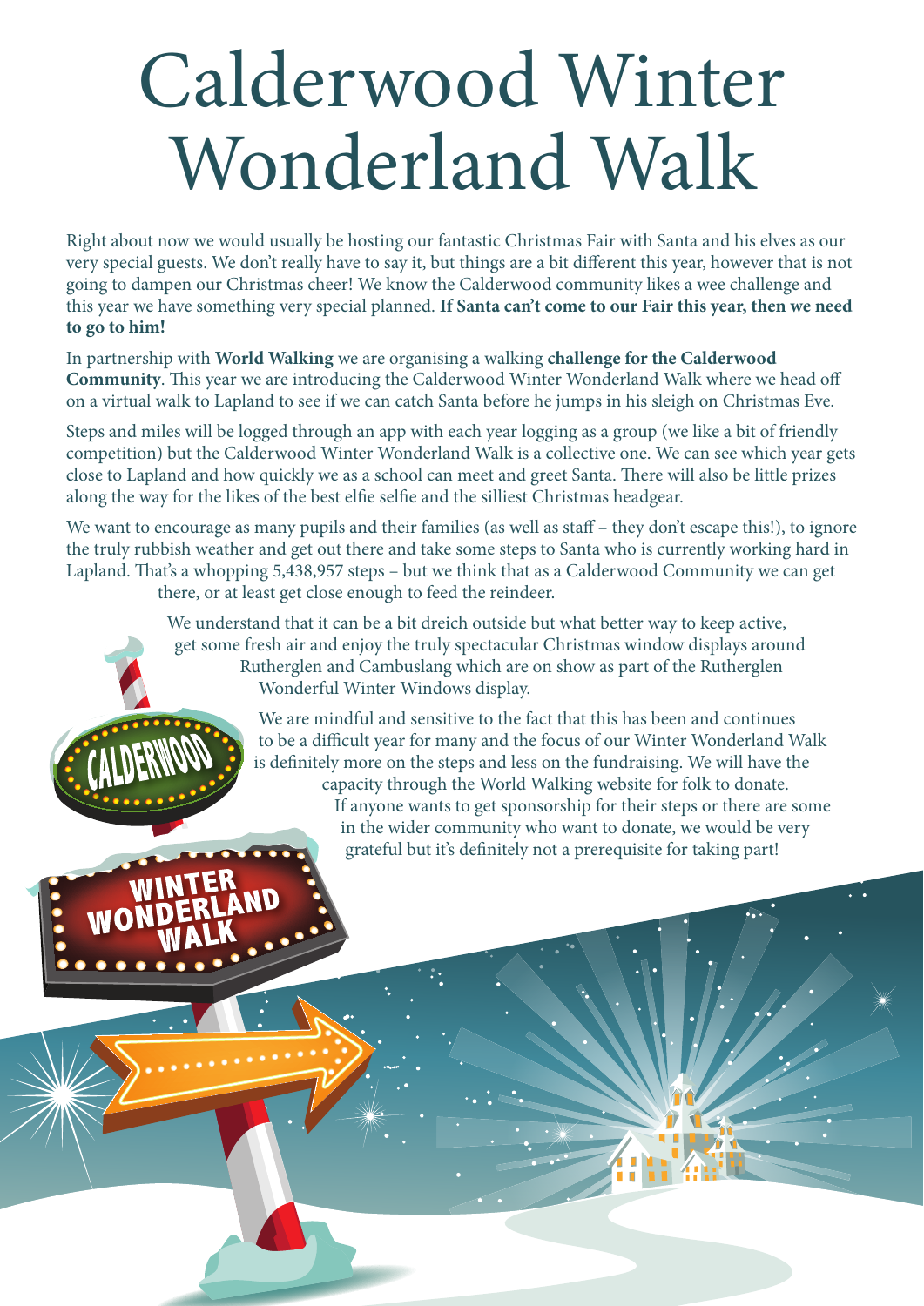# Calderwood Winter Wonderland Walk

Right about now we would usually be hosting our fantastic Christmas Fair with Santa and his elves as our very special guests. We don't really have to say it, but things are a bit different this year, however that is not going to dampen our Christmas cheer! We know the Calderwood community likes a wee challenge and this year we have something very special planned. **If Santa can't come to our Fair this year, then we need to go to him!**

In partnership with **World Walking** we are organising a walking **challenge for the Calderwood Community**. This year we are introducing the Calderwood Winter Wonderland Walk where we head off on a virtual walk to Lapland to see if we can catch Santa before he jumps in his sleigh on Christmas Eve.

Steps and miles will be logged through an app with each year logging as a group (we like a bit of friendly competition) but the Calderwood Winter Wonderland Walk is a collective one. We can see which year gets close to Lapland and how quickly we as a school can meet and greet Santa. There will also be little prizes along the way for the likes of the best elfie selfie and the silliest Christmas headgear.

We want to encourage as many pupils and their families (as well as staff – they don't escape this!), to ignore the truly rubbish weather and get out there and take some steps to Santa who is currently working hard in Lapland. That's a whopping 5,438,957 steps – but we think that as a Calderwood Community we can get there, or at least get close enough to feed the reindeer.

We understand that it can be a bit dreich outside but what better way to keep active, get some fresh air and enjoy the truly spectacular Christmas window displays around Rutherglen and Cambuslang which are on show as part of the Rutherglen Wonderful Winter Windows display.

We are mindful and sensitive to the fact that this has been and continues to be a difficult year for many and the focus of our Winter Wonderland Walk is definitely more on the steps and less on the fundraising. We will have the capacity through the World Walking website for folk to donate. If anyone wants to get sponsorship for their steps or there are some in the wider community who want to donate, we would be very grateful but it's definitely not a prerequisite for taking part!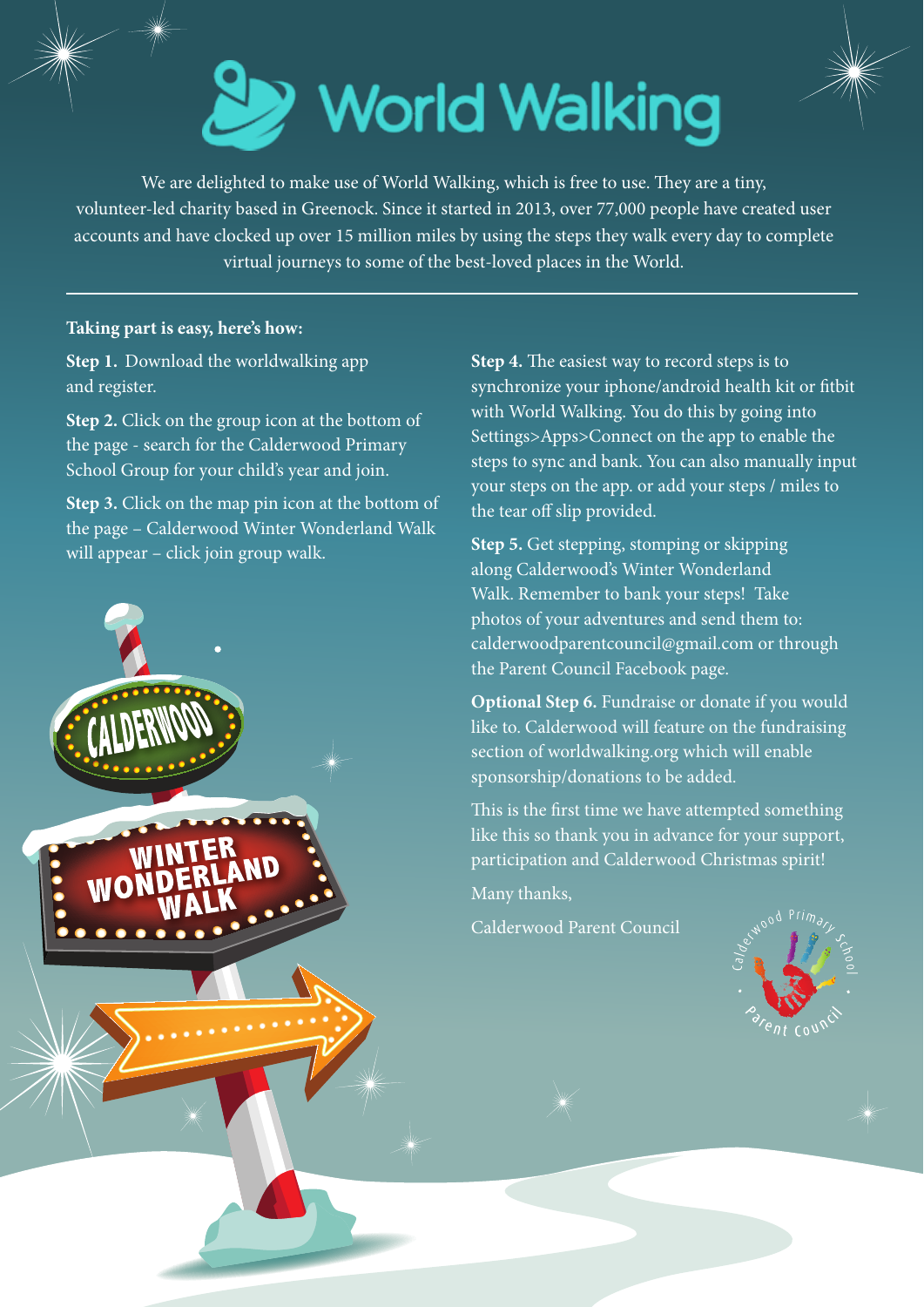# World Walking

We are delighted to make use of World Walking, which is free to use. They are a tiny, volunteer-led charity based in Greenock. Since it started in 2013, over 77,000 people have created user accounts and have clocked up over 15 million miles by using the steps they walk every day to complete virtual journeys to some of the best-loved places in the World.

---

**Taking part is easy, here's how:**

**Step 1.** Download the worldwalking app and register.

**Step 2.** Click on the group icon at the bottom of the page - search for the Calderwood Primary School Group for your child's year and join.

**Step 3.** Click on the map pin icon at the bottom of the page – Calderwood Winter Wonderland Walk will appear – click join group walk.

**Step 4.** The easiest way to record steps is to synchronize your iphone/android health kit or fitbit with World Walking. You do this by going into Settings>Apps>Connect on the app to enable the steps to sync and bank. You can also manually input your steps on the app. or add your steps / miles to the tear off slip provided.

**Step 5.** Get stepping, stomping or skipping along Calderwood's Winter Wonderland Walk. Remember to bank your steps! Take photos of your adventures and send them to: calderwoodparentcouncil@gmail.com or through the Parent Council Facebook page.

**Optional Step 6.** Fundraise or donate if you would like to. Calderwood will feature on the fundraising section of worldwalking.org which will enable sponsorship/donations to be added.

This is the first time we have attempted something like this so thank you in advance for your support, participation and Calderwood Christmas spirit!

Many thanks,

Calderwood Parent Council